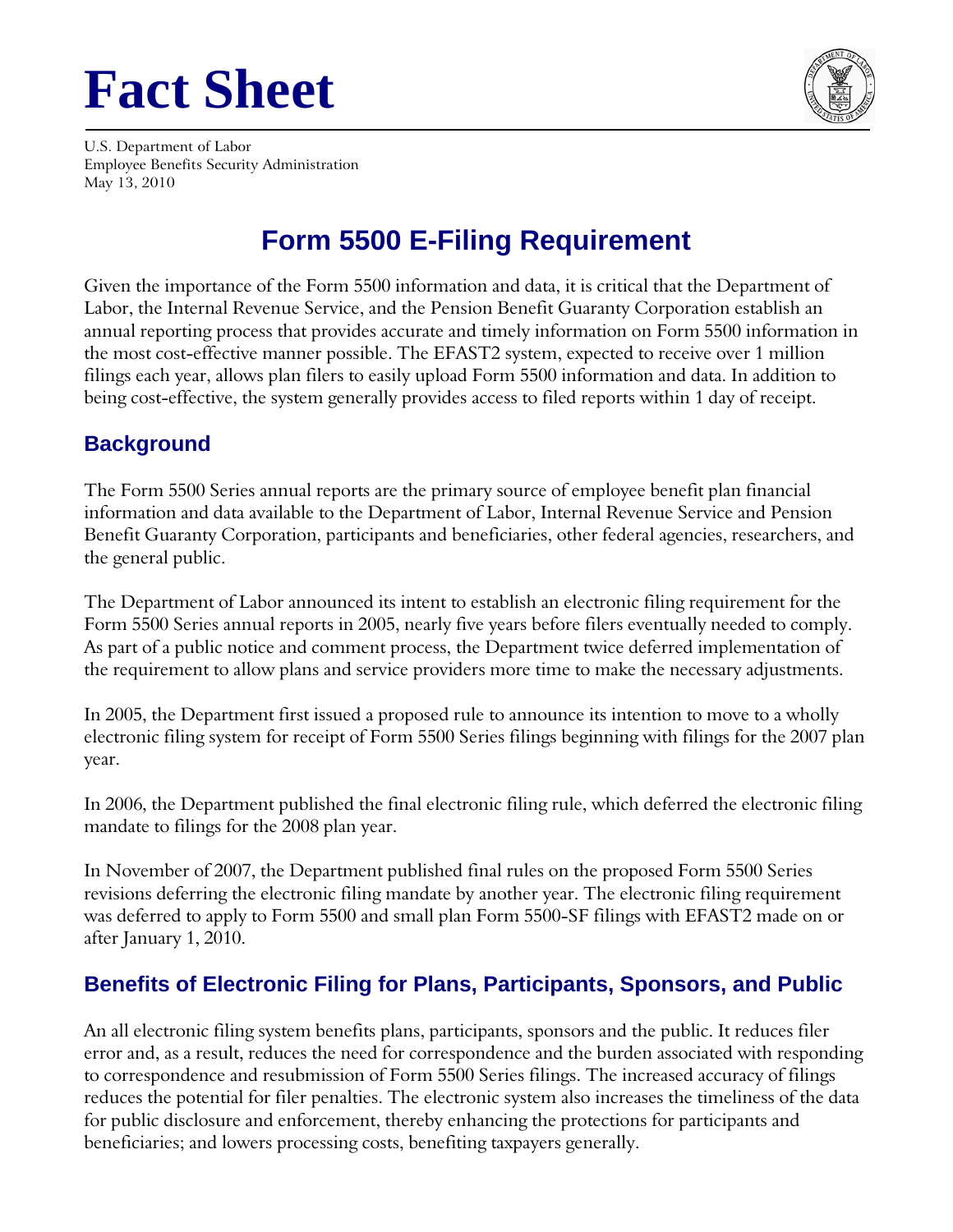# Fact Sheet

U.S. Department of Labor
Employee Benefits Security Administration
May 13, 2010

## Form 5500 E-Filing Requirement

Given the importance of the Form 5500 information and data, it is critical that the Department of Labor, the Internal Revenue Service, and the Pension Benefit Guaranty Corporation establish an annual reporting process that provides accurate and timely information on Form 5500 information in the most cost-effective manner possible. The EFAST2 system, expected to receive over 1 million filings each year, allows plan filers to easily upload Form 5500 information and data. In addition to being cost-effective, the system generally provides access to filed reports within 1 day of receipt.

### Background

The Form 5500 Series annual reports are the primary source of employee benefit plan financial information and data available to the Department of Labor, Internal Revenue Service and Pension Benefit Guaranty Corporation, participants and beneficiaries, other federal agencies, researchers, and the general public.

The Department of Labor announced its intent to establish an electronic filing requirement for the Form 5500 Series annual reports in 2005, nearly five years before filers eventually needed to comply. As part of a public notice and comment process, the Department twice deferred implementation of the requirement to allow plans and service providers more time to make the necessary adjustments.

In 2005, the Department first issued a proposed rule to announce its intention to move to a wholly electronic filing system for receipt of Form 5500 Series filings beginning with filings for the 2007 plan year.

In 2006, the Department published the final electronic filing rule, which deferred the electronic filing mandate to filings for the 2008 plan year.

In November of 2007, the Department published final rules on the proposed Form 5500 Series revisions deferring the electronic filing mandate by another year. The electronic filing requirement was deferred to apply to Form 5500 and small plan Form 5500-SF filings with EFAST2 made on or after January 1, 2010.

### Benefits of Electronic Filing for Plans, Participants, Sponsors, and Public

An all electronic filing system benefits plans, participants, sponsors and the public. It reduces filer error and, as a result, reduces the need for correspondence and the burden associated with responding to correspondence and resubmission of Form 5500 Series filings. The increased accuracy of filings reduces the potential for filer penalties. The electronic system also increases the timeliness of the data for public disclosure and enforcement, thereby enhancing the protections for participants and beneficiaries; and lowers processing costs, benefiting taxpayers generally.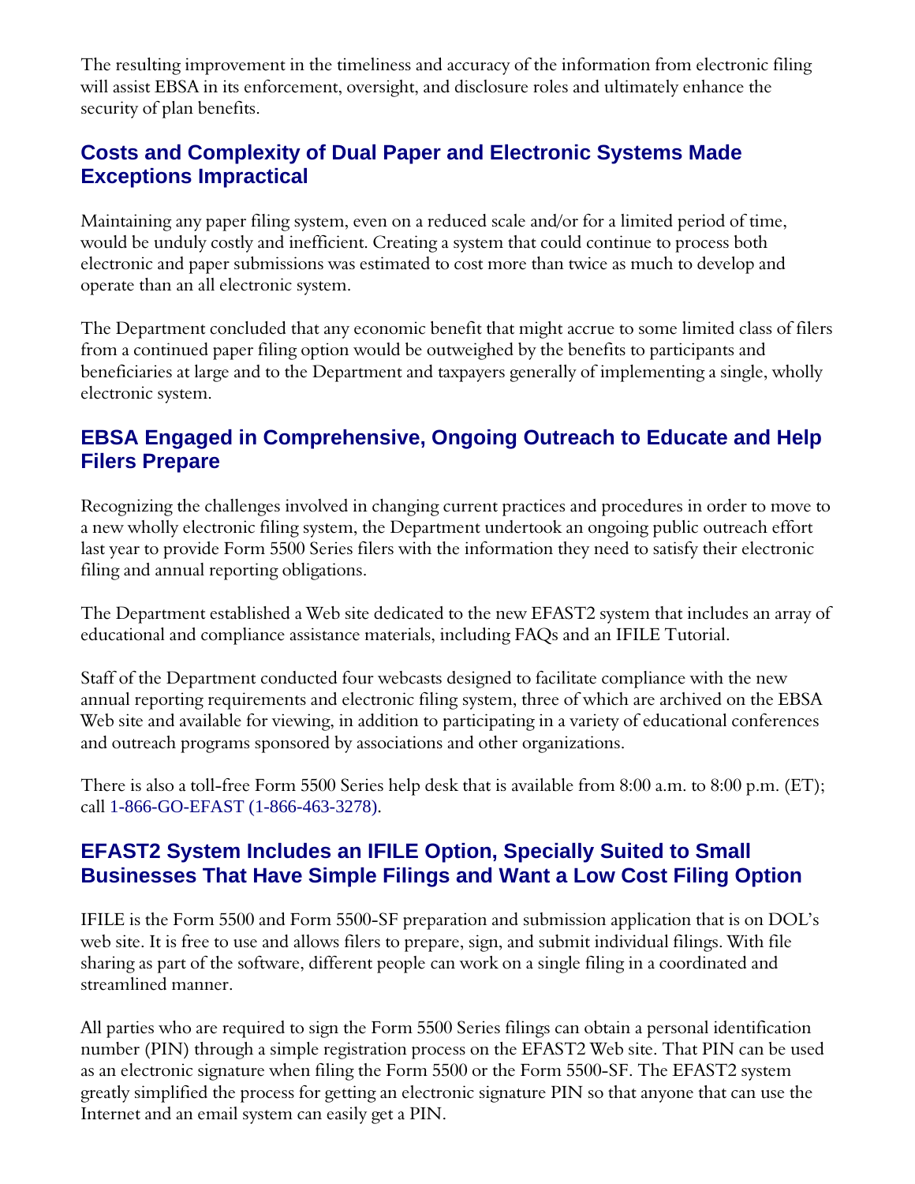The resulting improvement in the timeliness and accuracy of the information from electronic filing will assist EBSA in its enforcement, oversight, and disclosure roles and ultimately enhance the security of plan benefits.

## Costs and Complexity of Dual Paper and Electronic Systems Made Exceptions Impractical

Maintaining any paper filing system, even on a reduced scale and/or for a limited period of time, would be unduly costly and inefficient. Creating a system that could continue to process both electronic and paper submissions was estimated to cost more than twice as much to develop and operate than an all electronic system.

The Department concluded that any economic benefit that might accrue to some limited class of filers from a continued paper filing option would be outweighed by the benefits to participants and beneficiaries at large and to the Department and taxpayers generally of implementing a single, wholly electronic system.

## EBSA Engaged in Comprehensive, Ongoing Outreach to Educate and Help Filers Prepare

Recognizing the challenges involved in changing current practices and procedures in order to move to a new wholly electronic filing system, the Department undertook an ongoing public outreach effort last year to provide Form 5500 Series filers with the information they need to satisfy their electronic filing and annual reporting obligations.

The Department established a Web site dedicated to the new EFAST2 system that includes an array of educational and compliance assistance materials, including FAQs and an IFILE Tutorial.

Staff of the Department conducted four webcasts designed to facilitate compliance with the new annual reporting requirements and electronic filing system, three of which are archived on the EBSA Web site and available for viewing, in addition to participating in a variety of educational conferences and outreach programs sponsored by associations and other organizations.

There is also a toll-free Form 5500 Series help desk that is available from 8:00 a.m. to 8:00 p.m. (ET); call 1-866-GO-EFAST (1-866-463-3278).

## EFAST2 System Includes an IFILE Option, Specially Suited to Small Businesses That Have Simple Filings and Want a Low Cost Filing Option

IFILE is the Form 5500 and Form 5500-SF preparation and submission application that is on DOL's web site. It is free to use and allows filers to prepare, sign, and submit individual filings. With file sharing as part of the software, different people can work on a single filing in a coordinated and streamlined manner.

All parties who are required to sign the Form 5500 Series filings can obtain a personal identification number (PIN) through a simple registration process on the EFAST2 Web site. That PIN can be used as an electronic signature when filing the Form 5500 or the Form 5500-SF. The EFAST2 system greatly simplified the process for getting an electronic signature PIN so that anyone that can use the Internet and an email system can easily get a PIN.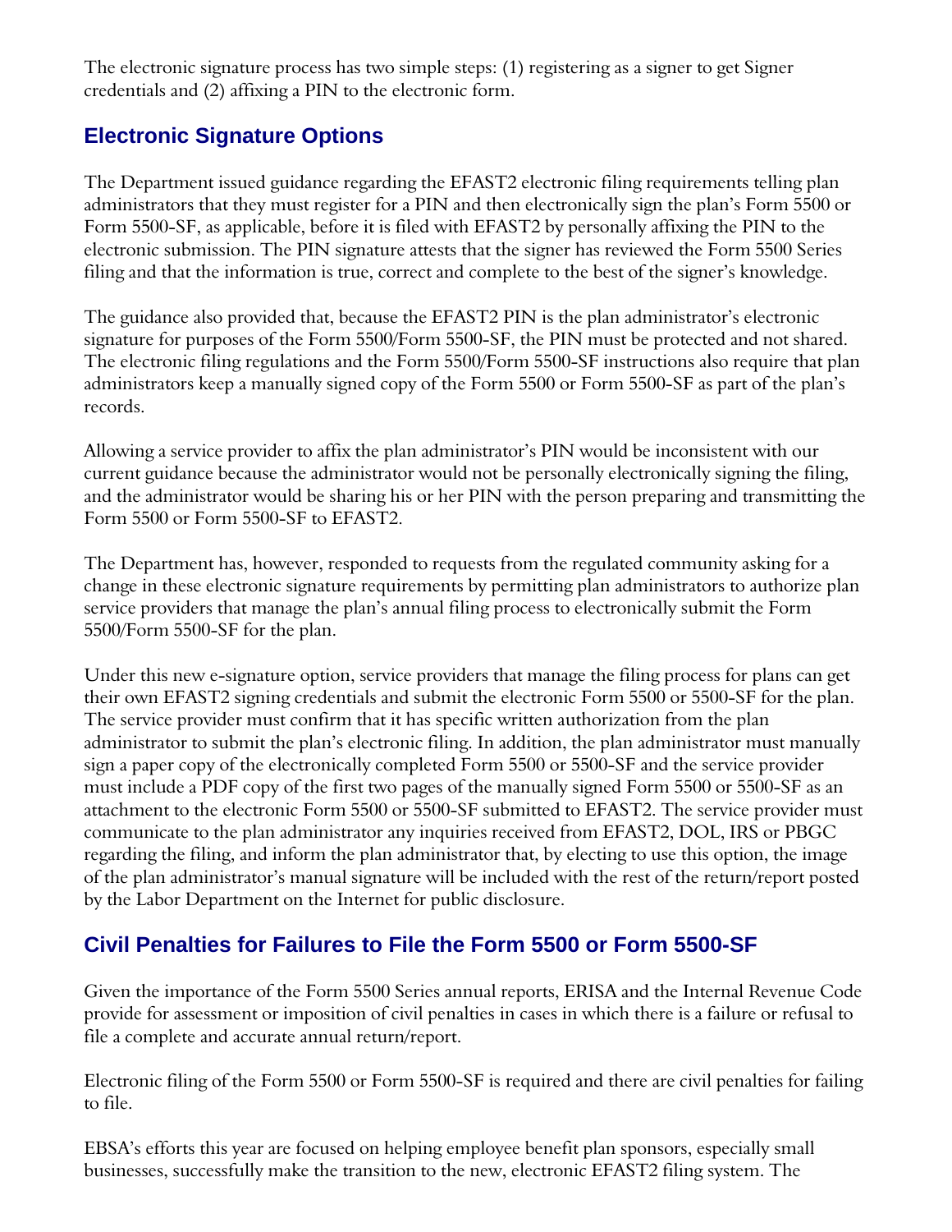The electronic signature process has two simple steps: (1) registering as a signer to get Signer credentials and (2) affixing a PIN to the electronic form.

## Electronic Signature Options

The Department issued guidance regarding the EFAST2 electronic filing requirements telling plan administrators that they must register for a PIN and then electronically sign the plan's Form 5500 or Form 5500-SF, as applicable, before it is filed with EFAST2 by personally affixing the PIN to the electronic submission. The PIN signature attests that the signer has reviewed the Form 5500 Series filing and that the information is true, correct and complete to the best of the signer's knowledge.

The guidance also provided that, because the EFAST2 PIN is the plan administrator's electronic signature for purposes of the Form 5500/Form 5500-SF, the PIN must be protected and not shared. The electronic filing regulations and the Form 5500/Form 5500-SF instructions also require that plan administrators keep a manually signed copy of the Form 5500 or Form 5500-SF as part of the plan's records.

Allowing a service provider to affix the plan administrator's PIN would be inconsistent with our current guidance because the administrator would not be personally electronically signing the filing, and the administrator would be sharing his or her PIN with the person preparing and transmitting the Form 5500 or Form 5500-SF to EFAST2.

The Department has, however, responded to requests from the regulated community asking for a change in these electronic signature requirements by permitting plan administrators to authorize plan service providers that manage the plan's annual filing process to electronically submit the Form 5500/Form 5500-SF for the plan.

Under this new e-signature option, service providers that manage the filing process for plans can get their own EFAST2 signing credentials and submit the electronic Form 5500 or 5500-SF for the plan. The service provider must confirm that it has specific written authorization from the plan administrator to submit the plan's electronic filing. In addition, the plan administrator must manually sign a paper copy of the electronically completed Form 5500 or 5500-SF and the service provider must include a PDF copy of the first two pages of the manually signed Form 5500 or 5500-SF as an attachment to the electronic Form 5500 or 5500-SF submitted to EFAST2. The service provider must communicate to the plan administrator any inquiries received from EFAST2, DOL, IRS or PBGC regarding the filing, and inform the plan administrator that, by electing to use this option, the image of the plan administrator's manual signature will be included with the rest of the return/report posted by the Labor Department on the Internet for public disclosure.

## Civil Penalties for Failures to File the Form 5500 or Form 5500-SF

Given the importance of the Form 5500 Series annual reports, ERISA and the Internal Revenue Code provide for assessment or imposition of civil penalties in cases in which there is a failure or refusal to file a complete and accurate annual return/report.

Electronic filing of the Form 5500 or Form 5500-SF is required and there are civil penalties for failing to file.

EBSA's efforts this year are focused on helping employee benefit plan sponsors, especially small businesses, successfully make the transition to the new, electronic EFAST2 filing system. The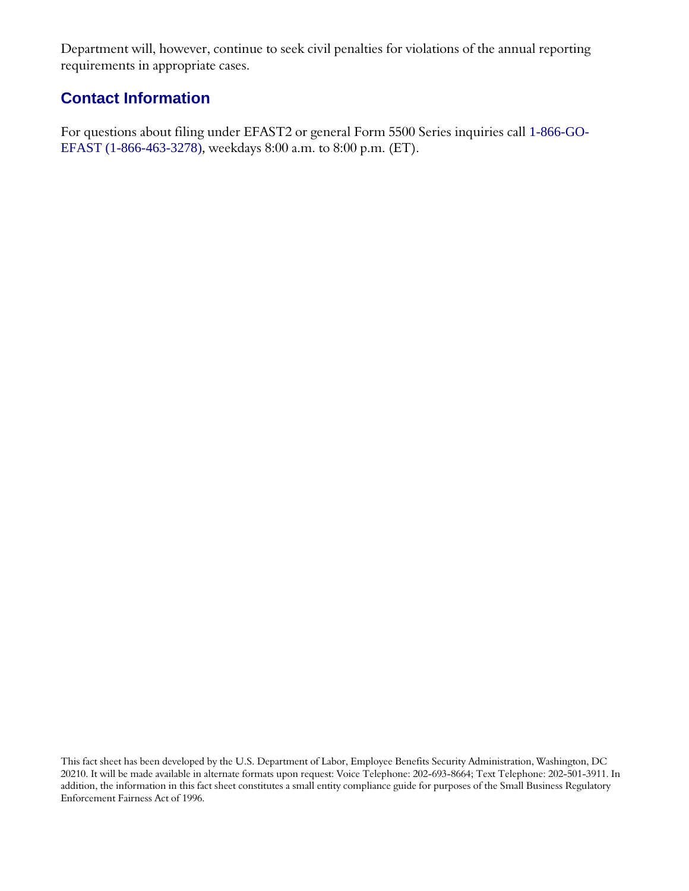Department will, however, continue to seek civil penalties for violations of the annual reporting requirements in appropriate cases.

## Contact Information

For questions about filing under EFAST2 or general Form 5500 Series inquiries call 1-866-GO-EFAST (1-866-463-3278), weekdays 8:00 a.m. to 8:00 p.m. (ET).

This fact sheet has been developed by the U.S. Department of Labor, Employee Benefits Security Administration, Washington, DC 20210. It will be made available in alternate formats upon request: Voice Telephone: 202-693-8664; Text Telephone: 202-501-3911. In addition, the information in this fact sheet constitutes a small entity compliance guide for purposes of the Small Business Regulatory Enforcement Fairness Act of 1996.